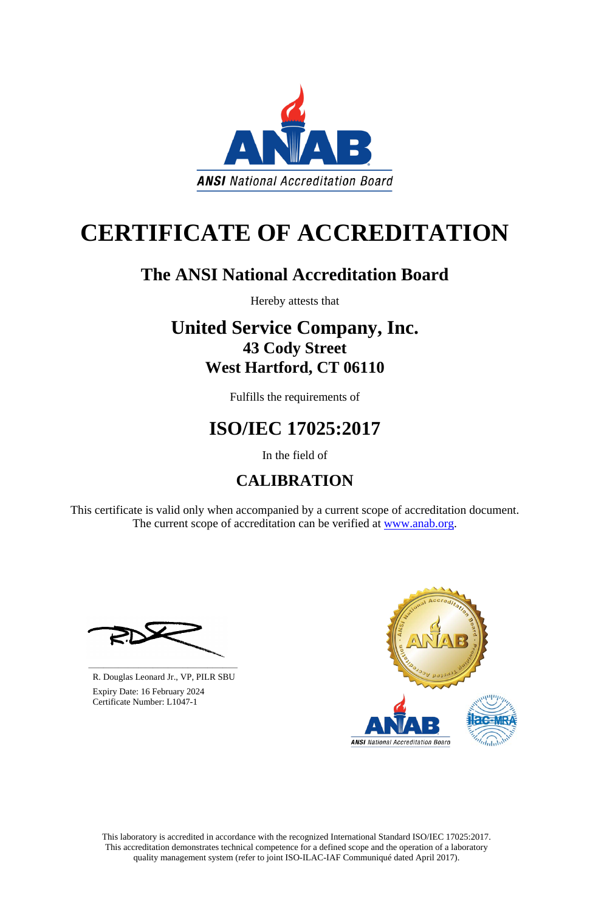ANSI National Accreditation Board

# CERTIFICATE OF ACCREDITATION

## The ANSI National Accreditation Board

Hereby attests that

## United Service Company, Inc.
### 43 Cody Street
### West Hartford, CT 06110

Fulfills the requirements of

## ISO/IEC 17025:2017

In the field of

## CALIBRATION

This certificate is valid only when accompanied by a current scope of accreditation document. The current scope of accreditation can be verified at www.anab.org.

R. Douglas Leonard Jr., VP, PILR SBU

Expiry Date: 16 February 2024

Certificate Number: L1047-1

This laboratory is accredited in accordance with the recognized International Standard ISO/IEC 17025:2017. This accreditation demonstrates technical competence for a defined scope and the operation of a laboratory quality management system (refer to joint ISO-ILAC-IAF Communiqué dated April 2017).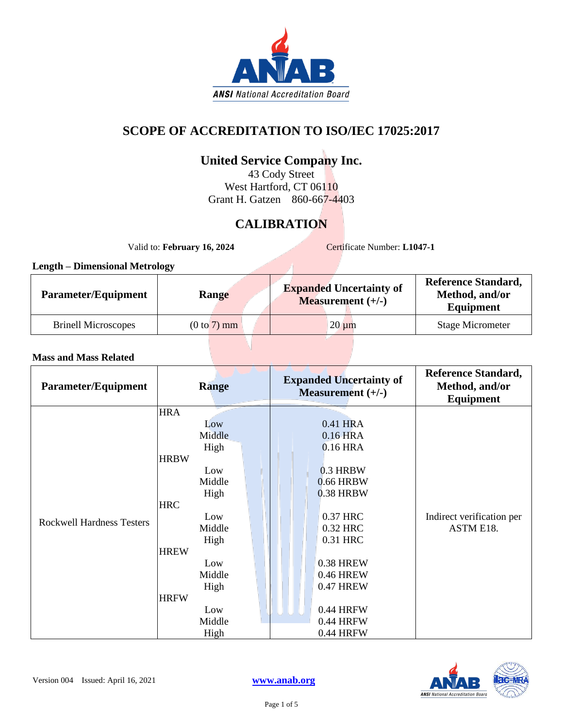# SCOPE OF ACCREDITATION TO ISO/IEC 17025:2017

## United Service Company Inc.

43 Cody Street
West Hartford, CT 06110
Grant H. Gatzen 860-667-4403

## CALIBRATION

Valid to: **February 16, 2024** Certificate Number: **L1047-1**

**Length – Dimensional Metrology**

| Parameter/Equipment | Range | Expanded Uncertainty of Measurement (+/-) | Reference Standard, Method, and/or Equipment |
|---|---|---|---|
| Brinell Microscopes | (0 to 7) mm | 20 µm | Stage Micrometer |

**Mass and Mass Related**

| Parameter/Equipment | Range | Expanded Uncertainty of Measurement (+/-) | Reference Standard, Method, and/or Equipment |
|---|---|---|---|
| Rockwell Hardness Testers | HRA | | Indirect verification per ASTM E18. |
| | Low | 0.41 HRA | |
| | Middle | 0.16 HRA | |
| | High | 0.16 HRA | |
| | HRBW | | |
| | Low | 0.3 HRBW | |
| | Middle | 0.66 HRBW | |
| | High | 0.38 HRBW | |
| | HRC | | |
| | Low | 0.37 HRC | |
| | Middle | 0.32 HRC | |
| | High | 0.31 HRC | |
| | HREW | | |
| | Low | 0.38 HREW | |
| | Middle | 0.46 HREW | |
| | High | 0.47 HREW | |
| | HRFW | | |
| | Low | 0.44 HRFW | |
| | Middle | 0.44 HRFW | |
| | High | 0.44 HRFW | |

Version 004 Issued: April 16, 2021 www.anab.org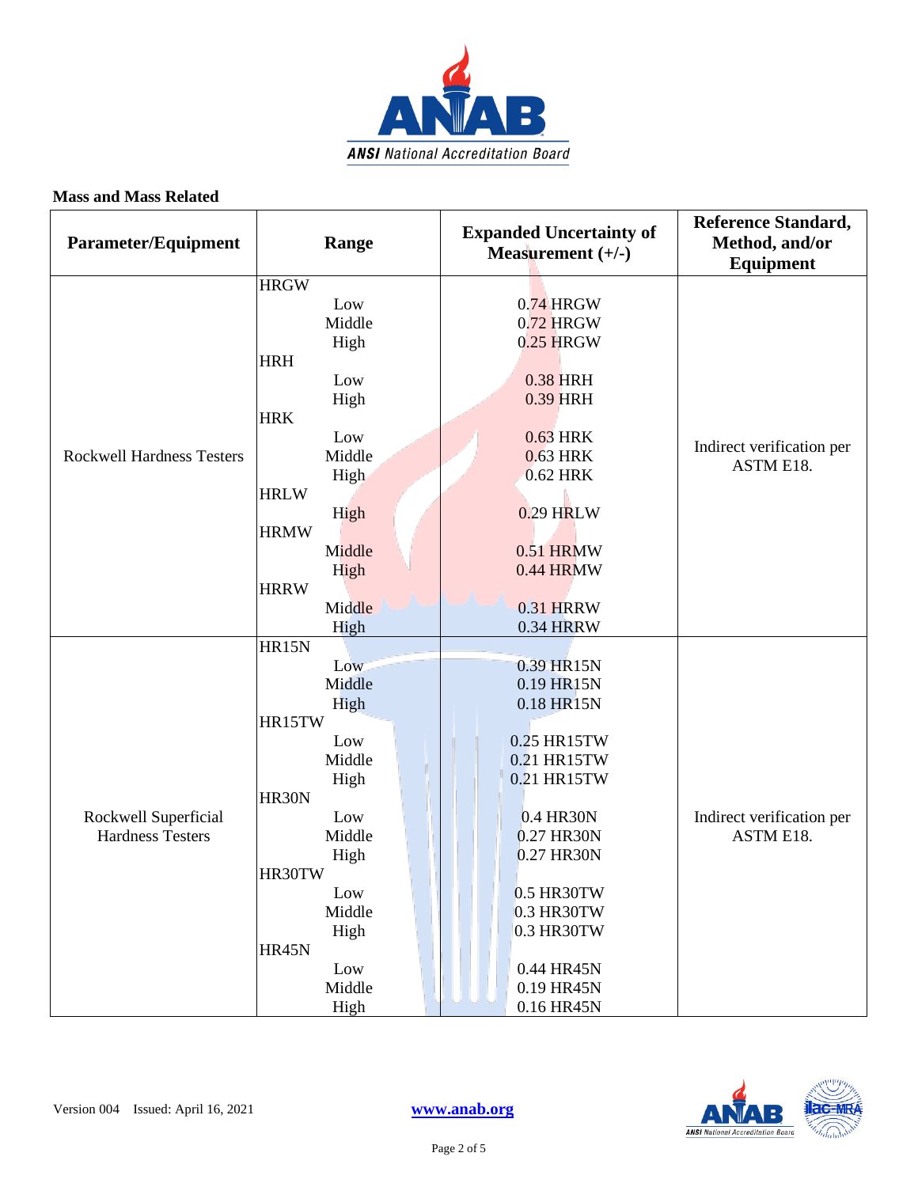**Mass and Mass Related**

| Parameter/Equipment | Range | Expanded Uncertainty of Measurement (+/-) | Reference Standard, Method, and/or Equipment |
|---|---|---|---|
| Rockwell Hardness Testers | HRGW | | Indirect verification per ASTM E18. |
| | Low | 0.74 HRGW | |
| | Middle | 0.72 HRGW | |
| | High | 0.25 HRGW | |
| | HRH | | |
| | Low | 0.38 HRH | |
| | High | 0.39 HRH | |
| | HRK | | |
| | Low | 0.63 HRK | |
| | Middle | 0.63 HRK | |
| | High | 0.62 HRK | |
| | HRLW | | |
| | High | 0.29 HRLW | |
| | HRMW | | |
| | Middle | 0.51 HRMW | |
| | High | 0.44 HRMW | |
| | HRRW | | |
| | Middle | 0.31 HRRW | |
| | High | 0.34 HRRW | |
| Rockwell Superficial Hardness Testers | HR15N | | Indirect verification per ASTM E18. |
| | Low | 0.39 HR15N | |
| | Middle | 0.19 HR15N | |
| | High | 0.18 HR15N | |
| | HR15TW | | |
| | Low | 0.25 HR15TW | |
| | Middle | 0.21 HR15TW | |
| | High | 0.21 HR15TW | |
| | HR30N | | |
| | Low | 0.4 HR30N | |
| | Middle | 0.27 HR30N | |
| | High | 0.27 HR30N | |
| | HR30TW | | |
| | Low | 0.5 HR30TW | |
| | Middle | 0.3 HR30TW | |
| | High | 0.3 HR30TW | |
| | HR45N | | |
| | Low | 0.44 HR45N | |
| | Middle | 0.19 HR45N | |
| | High | 0.16 HR45N | |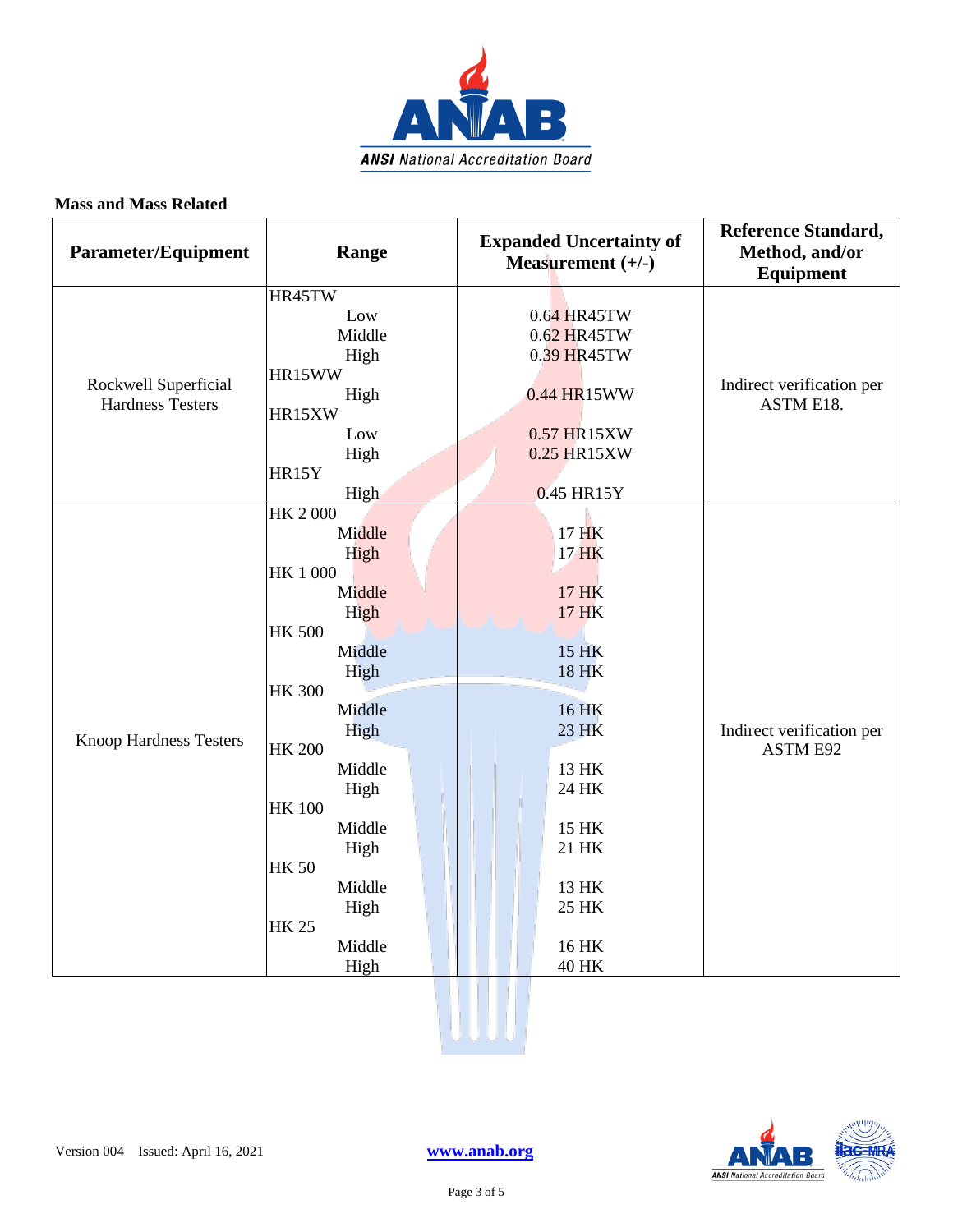**Mass and Mass Related**

| Parameter/Equipment | Range | Expanded Uncertainty of Measurement (+/-) | Reference Standard, Method, and/or Equipment |
|---|---|---|---|
| Rockwell Superficial Hardness Testers | HR45TW | | Indirect verification per ASTM E18. |
| | Low | 0.64 HR45TW | |
| | Middle | 0.62 HR45TW | |
| | High | 0.39 HR45TW | |
| | HR15WW | | |
| | High | 0.44 HR15WW | |
| | HR15XW | | |
| | Low | 0.57 HR15XW | |
| | High | 0.25 HR15XW | |
| | HR15Y | | |
| | High | 0.45 HR15Y | |
| Knoop Hardness Testers | HK 2 000 | | Indirect verification per ASTM E92 |
| | Middle | 17 HK | |
| | High | 17 HK | |
| | HK 1 000 | | |
| | Middle | 17 HK | |
| | High | 17 HK | |
| | HK 500 | | |
| | Middle | 15 HK | |
| | High | 18 HK | |
| | HK 300 | | |
| | Middle | 16 HK | |
| | High | 23 HK | |
| | HK 200 | | |
| | Middle | 13 HK | |
| | High | 24 HK | |
| | HK 100 | | |
| | Middle | 15 HK | |
| | High | 21 HK | |
| | HK 50 | | |
| | Middle | 13 HK | |
| | High | 25 HK | |
| | HK 25 | | |
| | Middle | 16 HK | |
| | High | 40 HK | |

Version 004 Issued: April 16, 2021

www.anab.org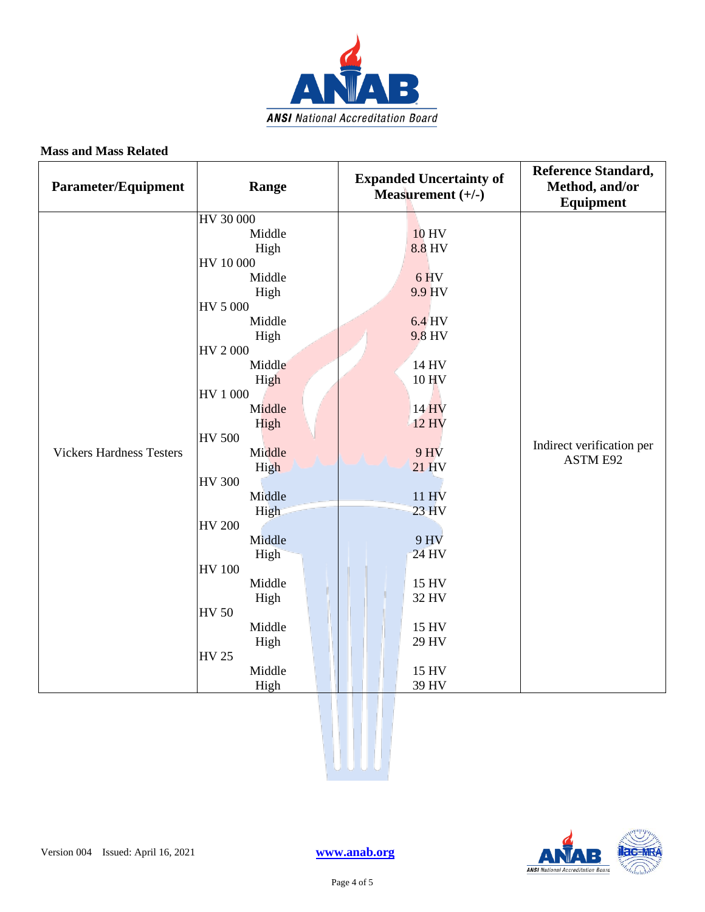**Mass and Mass Related**

| Parameter/Equipment | Range | Expanded Uncertainty of Measurement (+/-) | Reference Standard, Method, and/or Equipment |
|---|---|---|---|
| Vickers Hardness Testers | HV 30 000 | | Indirect verification per ASTM E92 |
| | Middle | 10 HV | |
| | High | 8.8 HV | |
| | HV 10 000 | | |
| | Middle | 6 HV | |
| | High | 9.9 HV | |
| | HV 5 000 | | |
| | Middle | 6.4 HV | |
| | High | 9.8 HV | |
| | HV 2 000 | | |
| | Middle | 14 HV | |
| | High | 10 HV | |
| | HV 1 000 | | |
| | Middle | 14 HV | |
| | High | 12 HV | |
| | HV 500 | | |
| | Middle | 9 HV | |
| | High | 21 HV | |
| | HV 300 | | |
| | Middle | 11 HV | |
| | High | 23 HV | |
| | HV 200 | | |
| | Middle | 9 HV | |
| | High | 24 HV | |
| | HV 100 | | |
| | Middle | 15 HV | |
| | High | 32 HV | |
| | HV 50 | | |
| | Middle | 15 HV | |
| | High | 29 HV | |
| | HV 25 | | |
| | Middle | 15 HV | |
| | High | 39 HV | |

Version 004 Issued: April 16, 2021 www.anab.org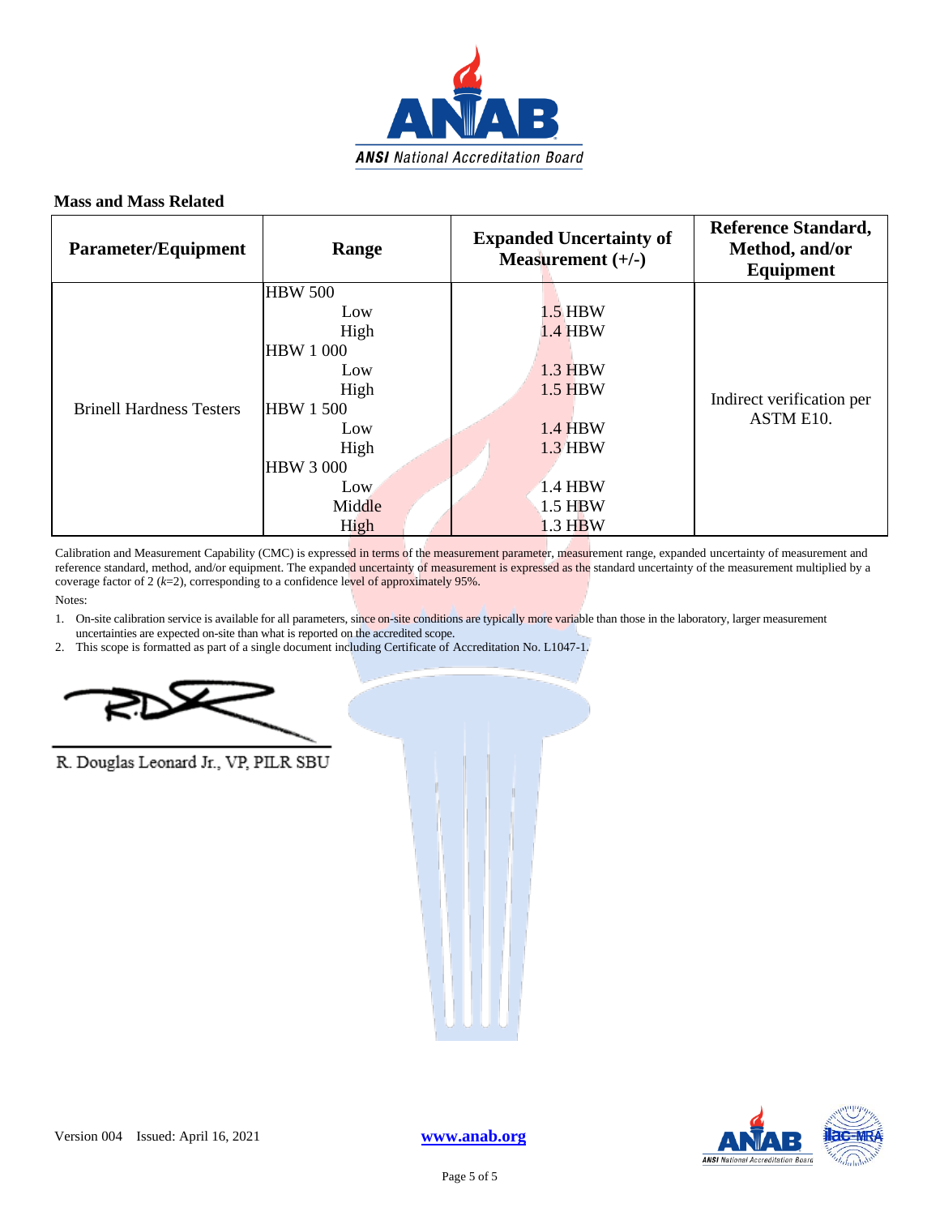## Mass and Mass Related

| Parameter/Equipment | Range | Expanded Uncertainty of Measurement (+/-) | Reference Standard, Method, and/or Equipment |
|---|---|---|---|
| Brinell Hardness Testers | HBW 500 | | Indirect verification per ASTM E10. |
| | Low | 1.5 HBW | |
| | High | 1.4 HBW | |
| | HBW 1 000 | | |
| | Low | 1.3 HBW | |
| | High | 1.5 HBW | |
| | HBW 1 500 | | |
| | Low | 1.4 HBW | |
| | High | 1.3 HBW | |
| | HBW 3 000 | | |
| | Low | 1.4 HBW | |
| | Middle | 1.5 HBW | |
| | High | 1.3 HBW | |

Calibration and Measurement Capability (CMC) is expressed in terms of the measurement parameter, measurement range, expanded uncertainty of measurement and reference standard, method, and/or equipment. The expanded uncertainty of measurement is expressed as the standard uncertainty of the measurement multiplied by a coverage factor of 2 ($k$=2), corresponding to a confidence level of approximately 95%.

Notes:

1. On-site calibration service is available for all parameters, since on-site conditions are typically more variable than those in the laboratory, larger measurement uncertainties are expected on-site than what is reported on the accredited scope.
2. This scope is formatted as part of a single document including Certificate of Accreditation No. L1047-1.

R. Douglas Leonard Jr., VP, PILR SBU

Version 004 Issued: April 16, 2021

www.anab.org